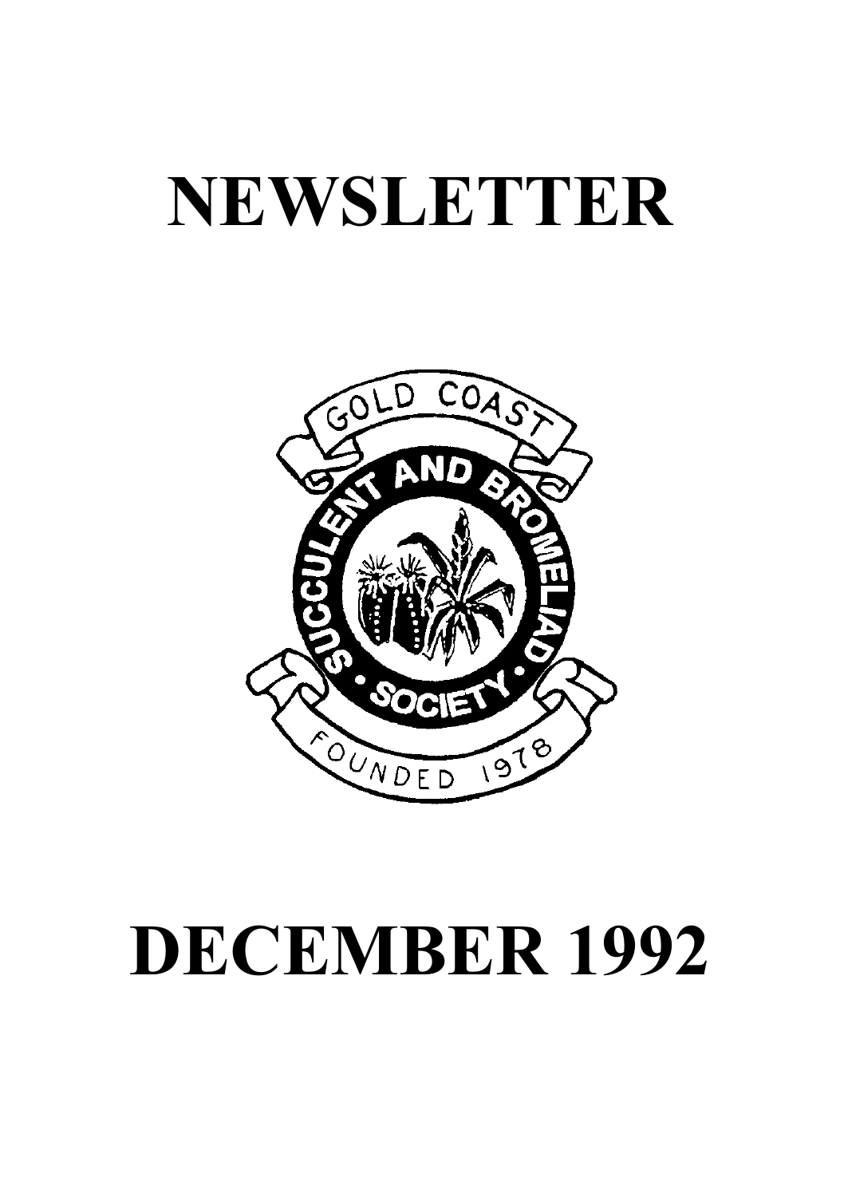# NEWSLETTER

GOLD COAST

SUCCULENT AND BROMELIAD SOCIETY

FOUNDED 1978

# DECEMBER 1992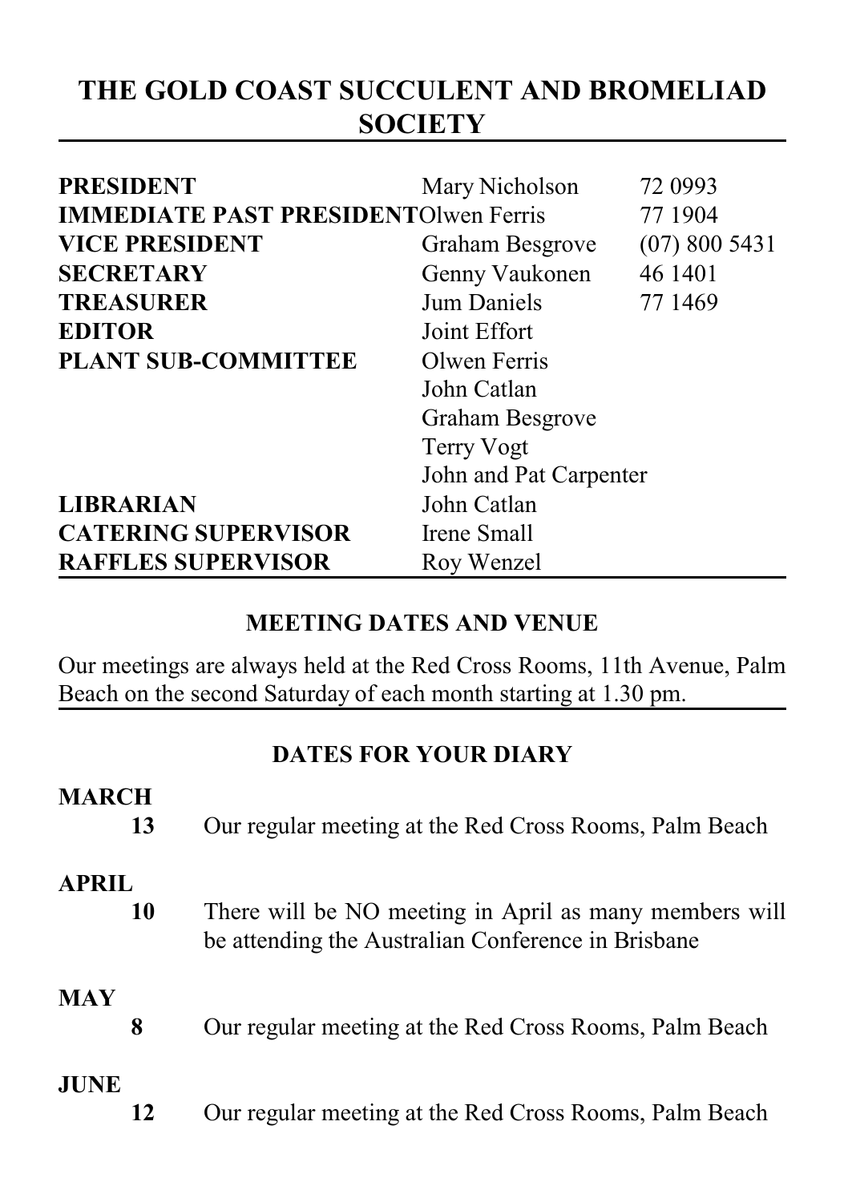# THE GOLD COAST SUCCULENT AND BROMELIAD SOCIETY

| | | |
|---|---|---|
| **PRESIDENT** | Mary Nicholson | 72 0993 |
| **IMMEDIATE PAST PRESIDENT** | Olwen Ferris | 77 1904 |
| **VICE PRESIDENT** | Graham Besgrove | (07) 800 5431 |
| **SECRETARY** | Genny Vaukonen | 46 1401 |
| **TREASURER** | Jum Daniels | 77 1469 |
| **EDITOR** | Joint Effort | |
| **PLANT SUB-COMMITTEE** | Olwen Ferris | |
| | John Catlan | |
| | Graham Besgrove | |
| | Terry Vogt | |
| | John and Pat Carpenter | |
| **LIBRARIAN** | John Catlan | |
| **CATERING SUPERVISOR** | Irene Small | |
| **RAFFLES SUPERVISOR** | Roy Wenzel | |

## MEETING DATES AND VENUE

Our meetings are always held at the Red Cross Rooms, 11th Avenue, Palm Beach on the second Saturday of each month starting at 1.30 pm.

## DATES FOR YOUR DIARY

**MARCH**

**13** Our regular meeting at the Red Cross Rooms, Palm Beach

**APRIL**

**10** There will be NO meeting in April as many members will be attending the Australian Conference in Brisbane

**MAY**

**8** Our regular meeting at the Red Cross Rooms, Palm Beach

**JUNE**

**12** Our regular meeting at the Red Cross Rooms, Palm Beach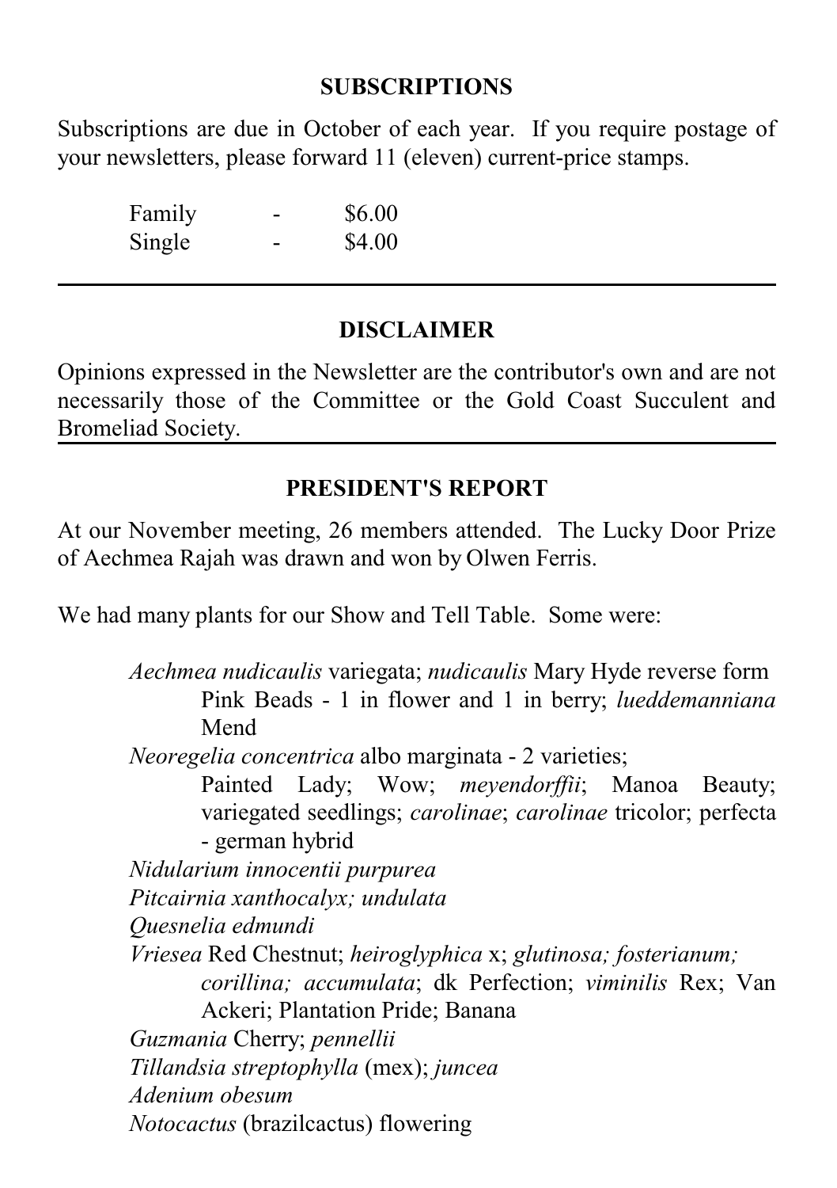## SUBSCRIPTIONS

Subscriptions are due in October of each year. If you require postage of your newsletters, please forward 11 (eleven) current-price stamps.

| | | |
|---|---|---|
| Family | - | $6.00 |
| Single | - | $4.00 |

---

## DISCLAIMER

Opinions expressed in the Newsletter are the contributor's own and are not necessarily those of the Committee or the Gold Coast Succulent and Bromeliad Society.

---

## PRESIDENT'S REPORT

At our November meeting, 26 members attended. The Lucky Door Prize of Aechmea Rajah was drawn and won by Olwen Ferris.

We had many plants for our Show and Tell Table. Some were:

*Aechmea nudicaulis* variegata; *nudicaulis* Mary Hyde reverse form Pink Beads - 1 in flower and 1 in berry; *lueddemanniana* Mend

*Neoregelia concentrica* albo marginata - 2 varieties; Painted Lady; Wow; *meyendorffii*; Manoa Beauty; variegated seedlings; *carolinae*; *carolinae* tricolor; perfecta - german hybrid

*Nidularium innocentii purpurea*

*Pitcairnia xanthocalyx; undulata*

*Quesnelia edmundi*

*Vriesea* Red Chestnut; *heiroglyphica* x; *glutinosa; fosterianum; corillina; accumulata*; dk Perfection; *viminilis* Rex; Van Ackeri; Plantation Pride; Banana

*Guzmania* Cherry; *pennellii*

*Tillandsia streptophylla* (mex); *juncea*

*Adenium obesum*

*Notocactus* (brazilcactus) flowering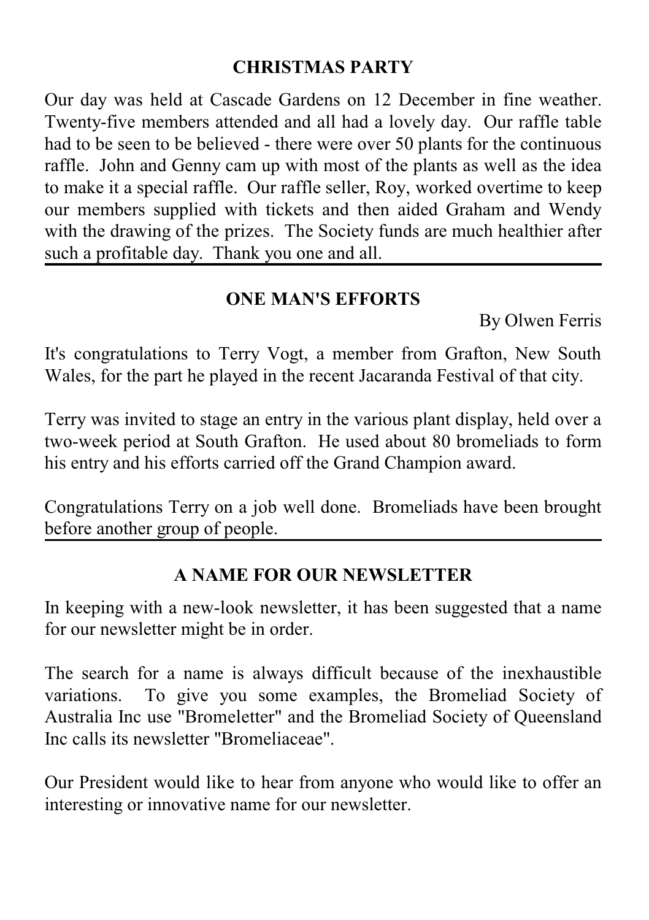## CHRISTMAS PARTY

Our day was held at Cascade Gardens on 12 December in fine weather. Twenty-five members attended and all had a lovely day. Our raffle table had to be seen to be believed - there were over 50 plants for the continuous raffle. John and Genny cam up with most of the plants as well as the idea to make it a special raffle. Our raffle seller, Roy, worked overtime to keep our members supplied with tickets and then aided Graham and Wendy with the drawing of the prizes. The Society funds are much healthier after such a profitable day. Thank you one and all.

---

## ONE MAN'S EFFORTS

By Olwen Ferris

It's congratulations to Terry Vogt, a member from Grafton, New South Wales, for the part he played in the recent Jacaranda Festival of that city.

Terry was invited to stage an entry in the various plant display, held over a two-week period at South Grafton. He used about 80 bromeliads to form his entry and his efforts carried off the Grand Champion award.

Congratulations Terry on a job well done. Bromeliads have been brought before another group of people.

---

## A NAME FOR OUR NEWSLETTER

In keeping with a new-look newsletter, it has been suggested that a name for our newsletter might be in order.

The search for a name is always difficult because of the inexhaustible variations. To give you some examples, the Bromeliad Society of Australia Inc use "Bromeletter" and the Bromeliad Society of Queensland Inc calls its newsletter "Bromeliaceae".

Our President would like to hear from anyone who would like to offer an interesting or innovative name for our newsletter.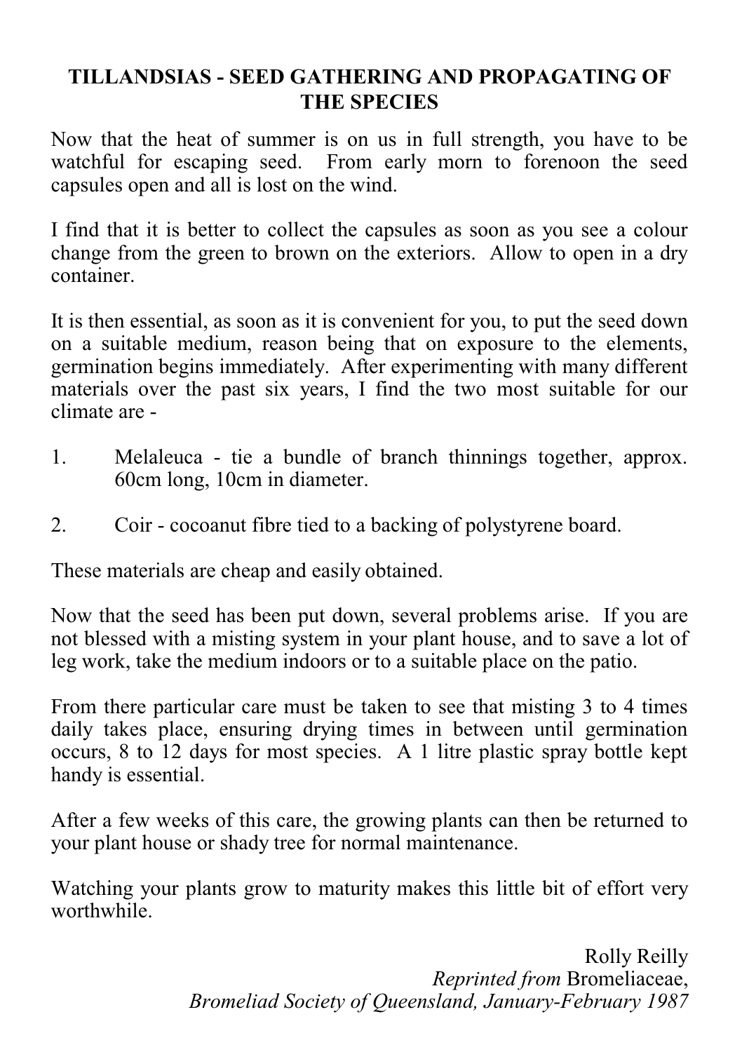# TILLANDSIAS - SEED GATHERING AND PROPAGATING OF THE SPECIES

Now that the heat of summer is on us in full strength, you have to be watchful for escaping seed. From early morn to forenoon the seed capsules open and all is lost on the wind.

I find that it is better to collect the capsules as soon as you see a colour change from the green to brown on the exteriors. Allow to open in a dry container.

It is then essential, as soon as it is convenient for you, to put the seed down on a suitable medium, reason being that on exposure to the elements, germination begins immediately. After experimenting with many different materials over the past six years, I find the two most suitable for our climate are -

1. Melaleuca - tie a bundle of branch thinnings together, approx. 60cm long, 10cm in diameter.
2. Coir - cocoanut fibre tied to a backing of polystyrene board.

These materials are cheap and easily obtained.

Now that the seed has been put down, several problems arise. If you are not blessed with a misting system in your plant house, and to save a lot of leg work, take the medium indoors or to a suitable place on the patio.

From there particular care must be taken to see that misting 3 to 4 times daily takes place, ensuring drying times in between until germination occurs, 8 to 12 days for most species. A 1 litre plastic spray bottle kept handy is essential.

After a few weeks of this care, the growing plants can then be returned to your plant house or shady tree for normal maintenance.

Watching your plants grow to maturity makes this little bit of effort very worthwhile.

Rolly Reilly
*Reprinted from* Bromeliaceae,
*Bromeliad Society of Queensland, January-February 1987*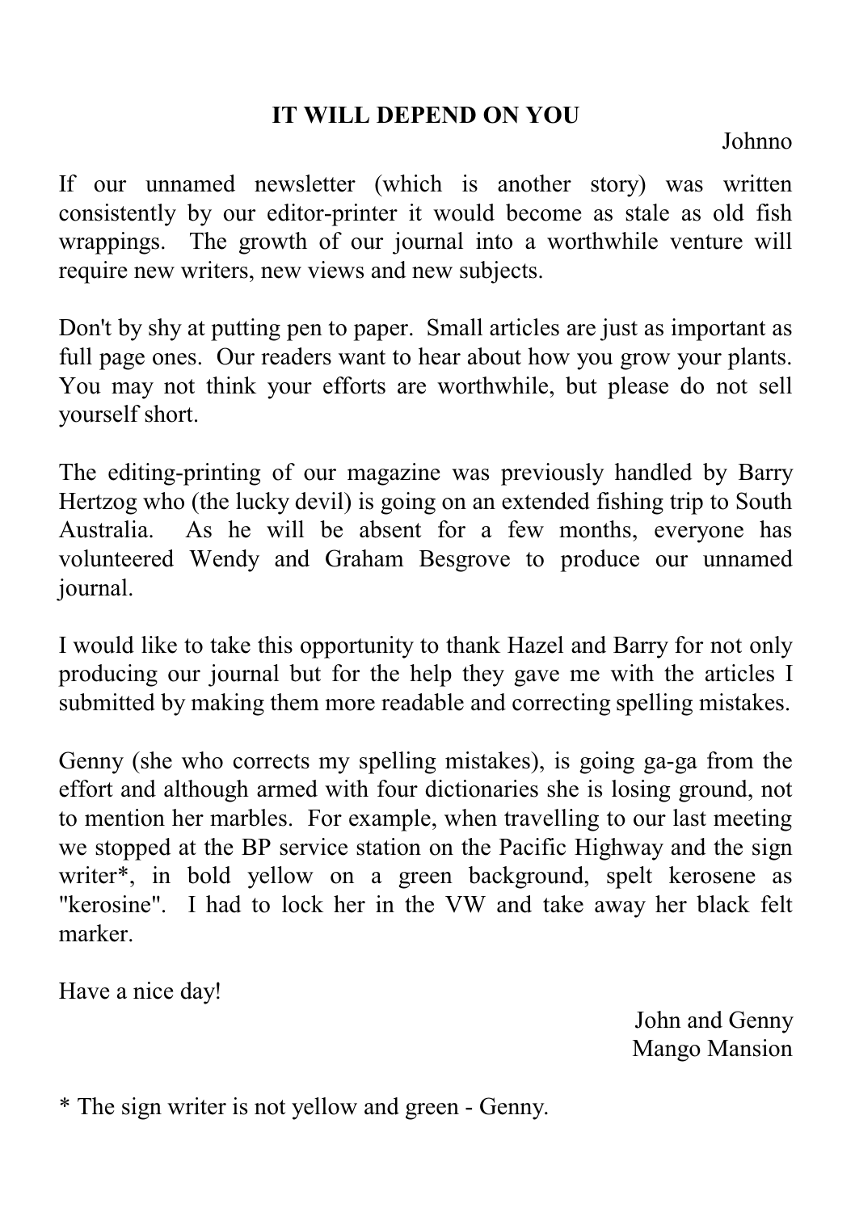## IT WILL DEPEND ON YOU

Johnno

If our unnamed newsletter (which is another story) was written consistently by our editor-printer it would become as stale as old fish wrappings. The growth of our journal into a worthwhile venture will require new writers, new views and new subjects.

Don't by shy at putting pen to paper. Small articles are just as important as full page ones. Our readers want to hear about how you grow your plants. You may not think your efforts are worthwhile, but please do not sell yourself short.

The editing-printing of our magazine was previously handled by Barry Hertzog who (the lucky devil) is going on an extended fishing trip to South Australia. As he will be absent for a few months, everyone has volunteered Wendy and Graham Besgrove to produce our unnamed journal.

I would like to take this opportunity to thank Hazel and Barry for not only producing our journal but for the help they gave me with the articles I submitted by making them more readable and correcting spelling mistakes.

Genny (she who corrects my spelling mistakes), is going ga-ga from the effort and although armed with four dictionaries she is losing ground, not to mention her marbles. For example, when travelling to our last meeting we stopped at the BP service station on the Pacific Highway and the sign writer*, in bold yellow on a green background, spelt kerosene as "kerosine". I had to lock her in the VW and take away her black felt marker.

Have a nice day!

John and Genny
Mango Mansion

* The sign writer is not yellow and green - Genny.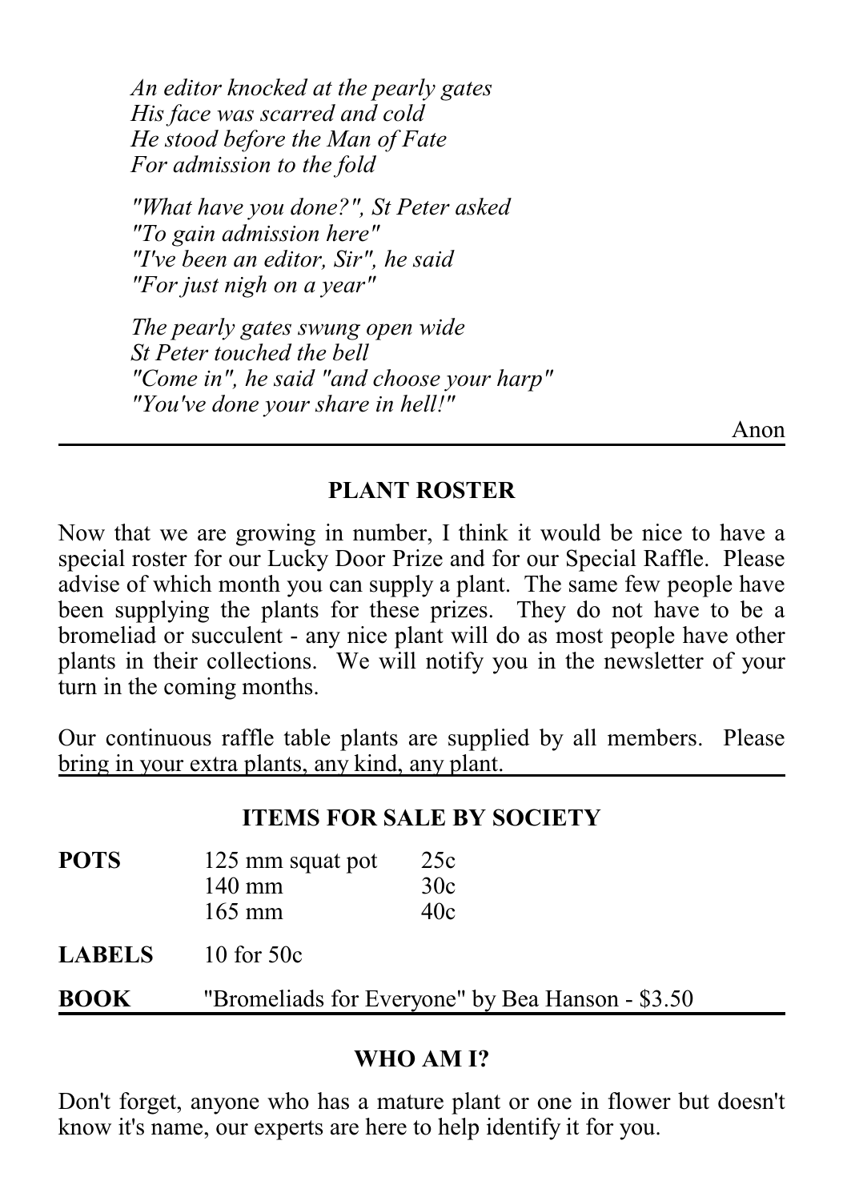*An editor knocked at the pearly gates*
*His face was scarred and cold*
*He stood before the Man of Fate*
*For admission to the fold*

*"What have you done?", St Peter asked*
*"To gain admission here"*
*"I've been an editor, Sir", he said*
*"For just nigh on a year"*

*The pearly gates swung open wide*
*St Peter touched the bell*
*"Come in", he said "and choose your harp"*
*"You've done your share in hell!"*

Anon

## PLANT ROSTER

Now that we are growing in number, I think it would be nice to have a special roster for our Lucky Door Prize and for our Special Raffle. Please advise of which month you can supply a plant. The same few people have been supplying the plants for these prizes. They do not have to be a bromeliad or succulent - any nice plant will do as most people have other plants in their collections. We will notify you in the newsletter of your turn in the coming months.

Our continuous raffle table plants are supplied by all members. Please bring in your extra plants, any kind, any plant.

## ITEMS FOR SALE BY SOCIETY

| | | |
|---|---|---|
| **POTS** | 125 mm squat pot | 25c |
| | 140 mm | 30c |
| | 165 mm | 40c |
| **LABELS** | 10 for 50c | |
| **BOOK** | "Bromeliads for Everyone" by Bea Hanson - $3.50 | |

## WHO AM I?

Don't forget, anyone who has a mature plant or one in flower but doesn't know it's name, our experts are here to help identify it for you.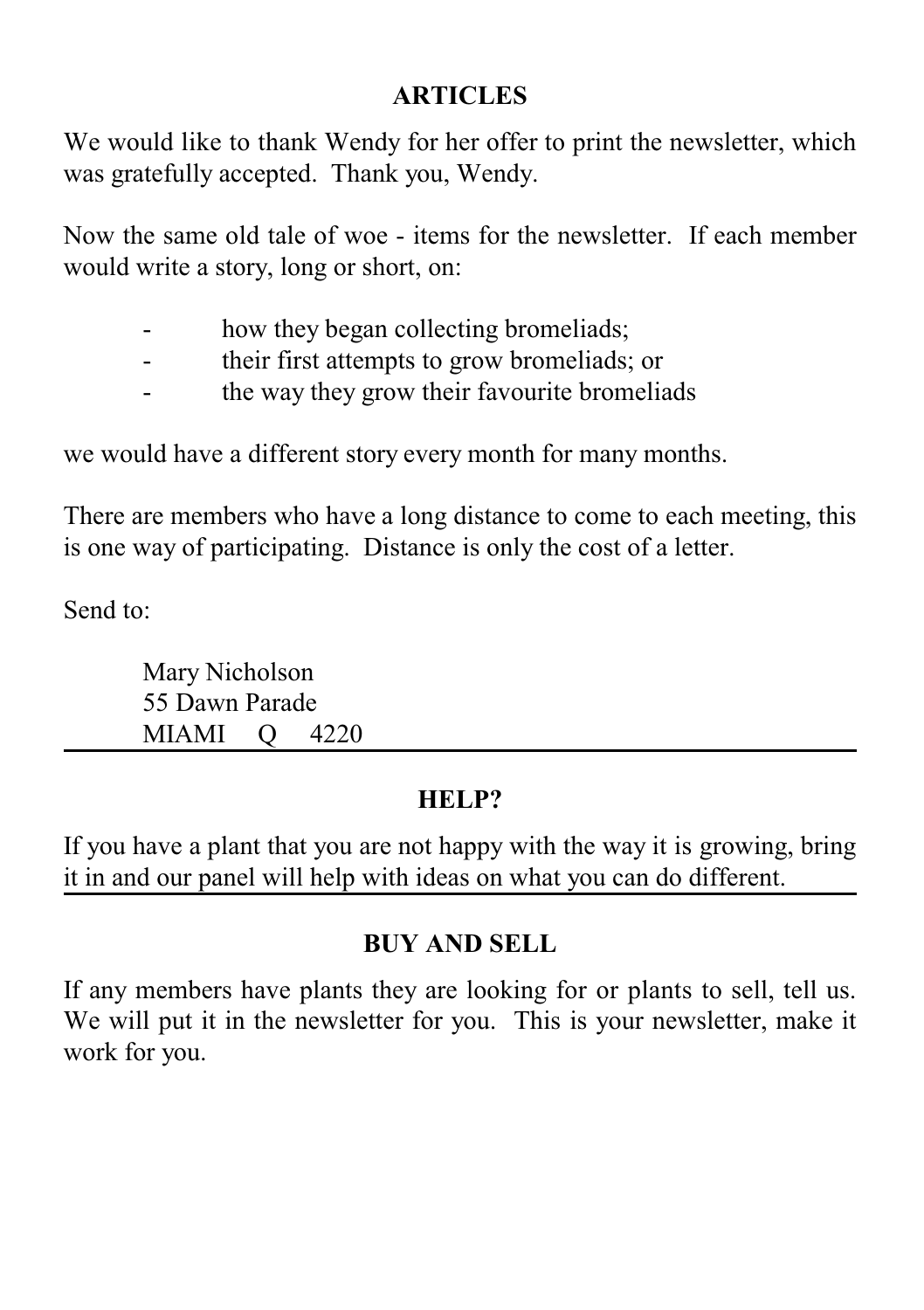## ARTICLES

We would like to thank Wendy for her offer to print the newsletter, which was gratefully accepted. Thank you, Wendy.

Now the same old tale of woe - items for the newsletter. If each member would write a story, long or short, on:

- how they began collecting bromeliads;
- their first attempts to grow bromeliads; or
- the way they grow their favourite bromeliads

we would have a different story every month for many months.

There are members who have a long distance to come to each meeting, this is one way of participating. Distance is only the cost of a letter.

Send to:

Mary Nicholson
55 Dawn Parade
MIAMI Q 4220

---

## HELP?

If you have a plant that you are not happy with the way it is growing, bring it in and our panel will help with ideas on what you can do different.

---

## BUY AND SELL

If any members have plants they are looking for or plants to sell, tell us. We will put it in the newsletter for you. This is your newsletter, make it work for you.